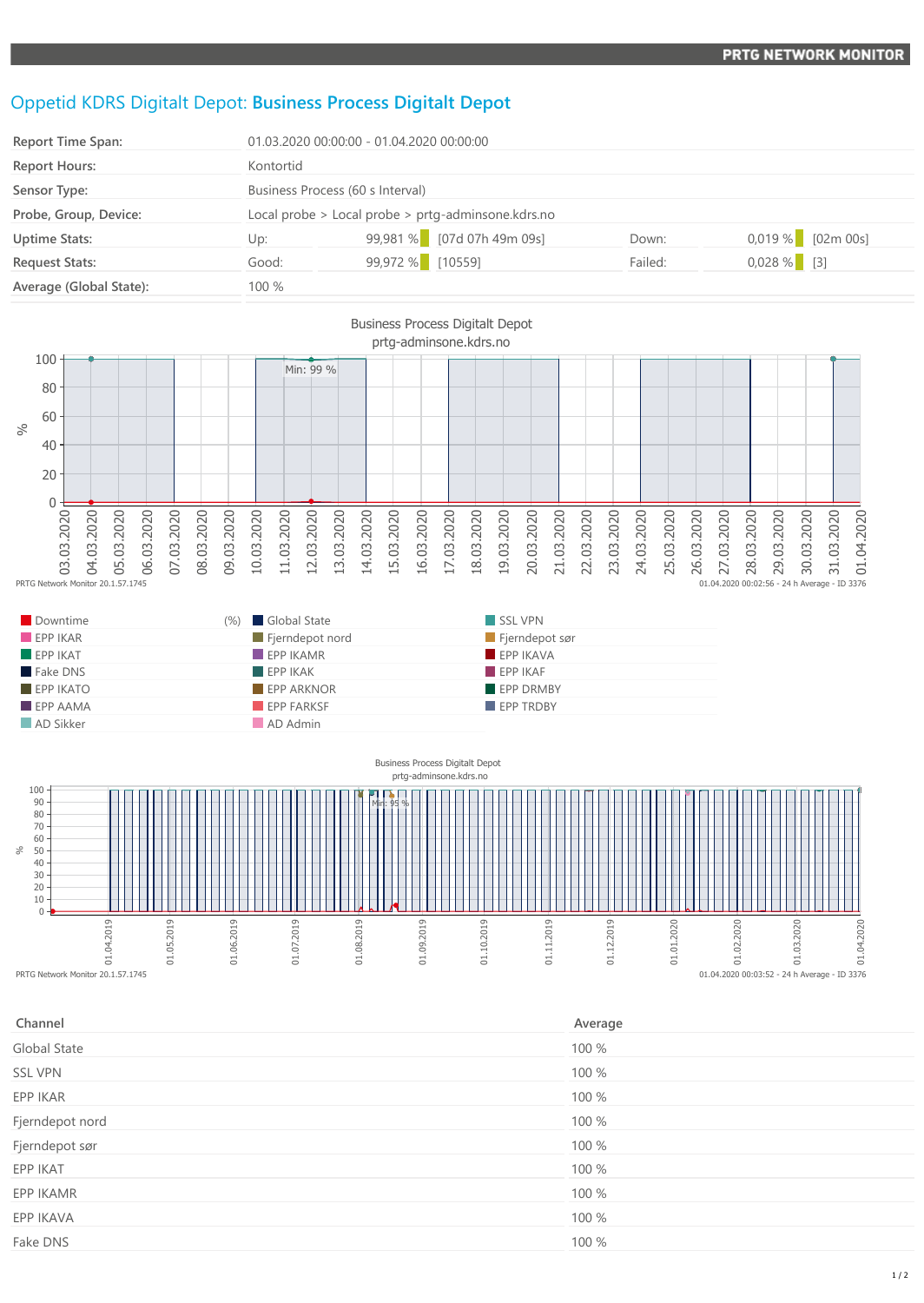# Oppetid KDRS Digitalt Depot: **Business Process Digitalt Depot**

| | | | | | | |
|---|---|---|---|---|---|---|
| Report Time Span: | 01.03.2020 00:00:00 - 01.04.2020 00:00:00 | | | | | |
| Report Hours: | Kontortid | | | | | |
| Sensor Type: | Business Process (60 s Interval) | | | | | |
| Probe, Group, Device: | Local probe > Local probe > prtg-adminsone.kdrs.no | | | | | |
| Uptime Stats: | Up: | 99,981 % | [07d 07h 49m 09s] | Down: | 0,019 % | [02m 00s] |
| Request Stats: | Good: | 99,972 % | [10559] | Failed: | 0,028 % | [3] |
| Average (Global State): | 100 % | | | | | |

Business Process Digitalt Depot
prtg-adminsone.kdrs.no

PRTG Network Monitor 20.1.57.1745 — 01.04.2020 00:02:56 - 24 h Average - ID 3376

| | | |
|---|---|---|
| Downtime (%) | Global State | SSL VPN |
| EPP IKAR | Fjerndepot nord | Fjerndepot sør |
| EPP IKAT | EPP IKAMR | EPP IKAVA |
| Fake DNS | EPP IKAK | EPP IKAF |
| EPP IKATO | EPP ARKNOR | EPP DRMBY |
| EPP AAMA | EPP FARKSF | EPP TRDBY |
| AD Sikker | AD Admin | |

Business Process Digitalt Depot
prtg-adminsone.kdrs.no

PRTG Network Monitor 20.1.57.1745 — 01.04.2020 00:03:52 - 24 h Average - ID 3376

| Channel | Average |
|---|---|
| Global State | 100 % |
| SSL VPN | 100 % |
| EPP IKAR | 100 % |
| Fjerndepot nord | 100 % |
| Fjerndepot sør | 100 % |
| EPP IKAT | 100 % |
| EPP IKAMR | 100 % |
| EPP IKAVA | 100 % |
| Fake DNS | 100 % |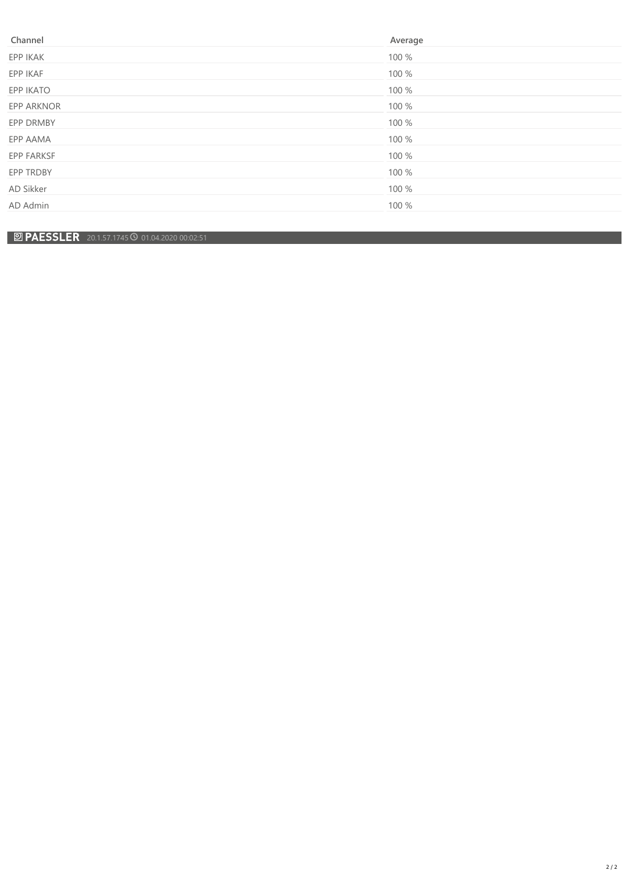| Channel | Average |
| --- | --- |
| EPP IKAK | 100 % |
| EPP IKAF | 100 % |
| EPP IKATO | 100 % |
| EPP ARKNOR | 100 % |
| EPP DRMBY | 100 % |
| EPP AAMA | 100 % |
| EPP FARKSF | 100 % |
| EPP TRDBY | 100 % |
| AD Sikker | 100 % |
| AD Admin | 100 % |

PAESSLER 20.1.57.1745 01.04.2020 00:02:51